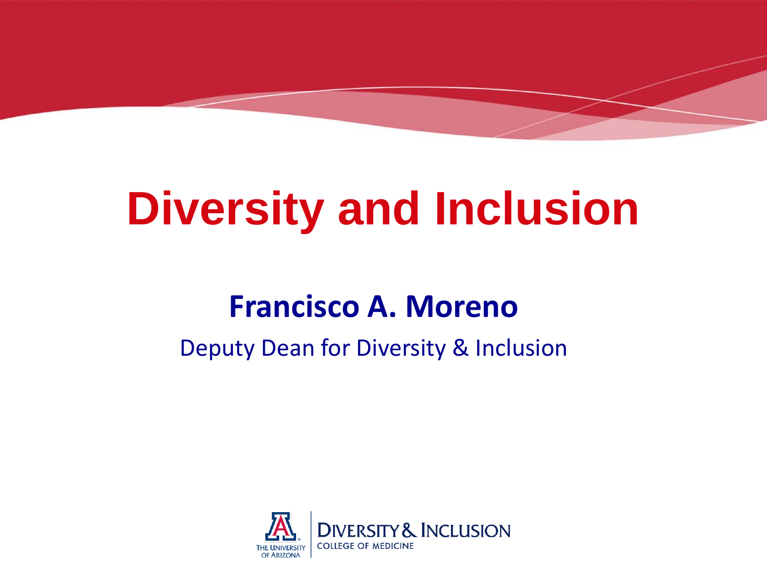# Diversity and Inclusion

**Francisco A. Moreno**

Deputy Dean for Diversity & Inclusion

THE UNIVERSITY OF ARIZONA

DIVERSITY & INCLUSION
COLLEGE OF MEDICINE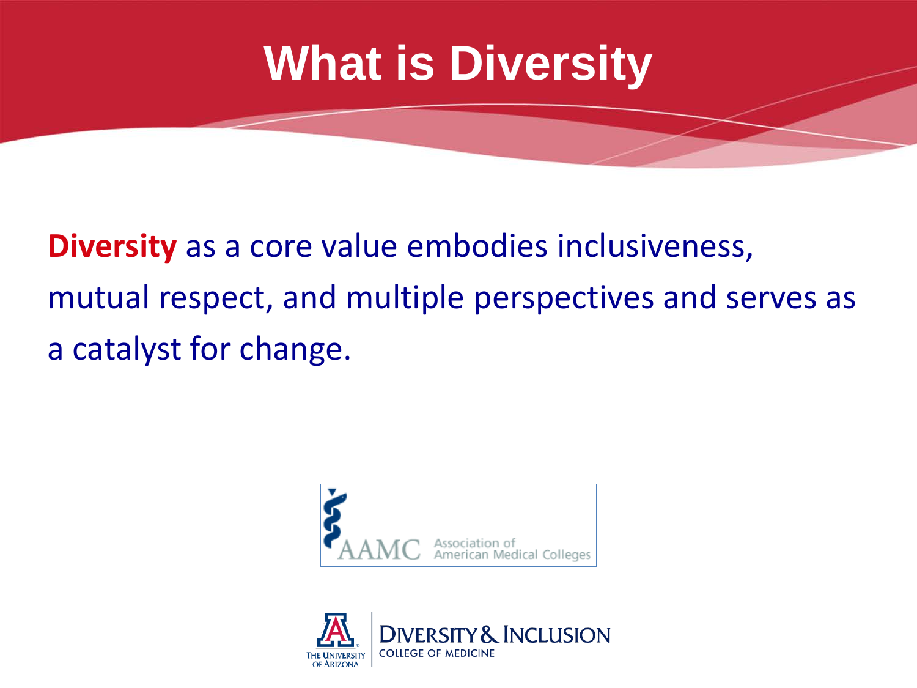# What is Diversity

**Diversity** as a core value embodies inclusiveness, mutual respect, and multiple perspectives and serves as a catalyst for change.

AAMC Association of American Medical Colleges

The University of Arizona | Diversity & Inclusion College of Medicine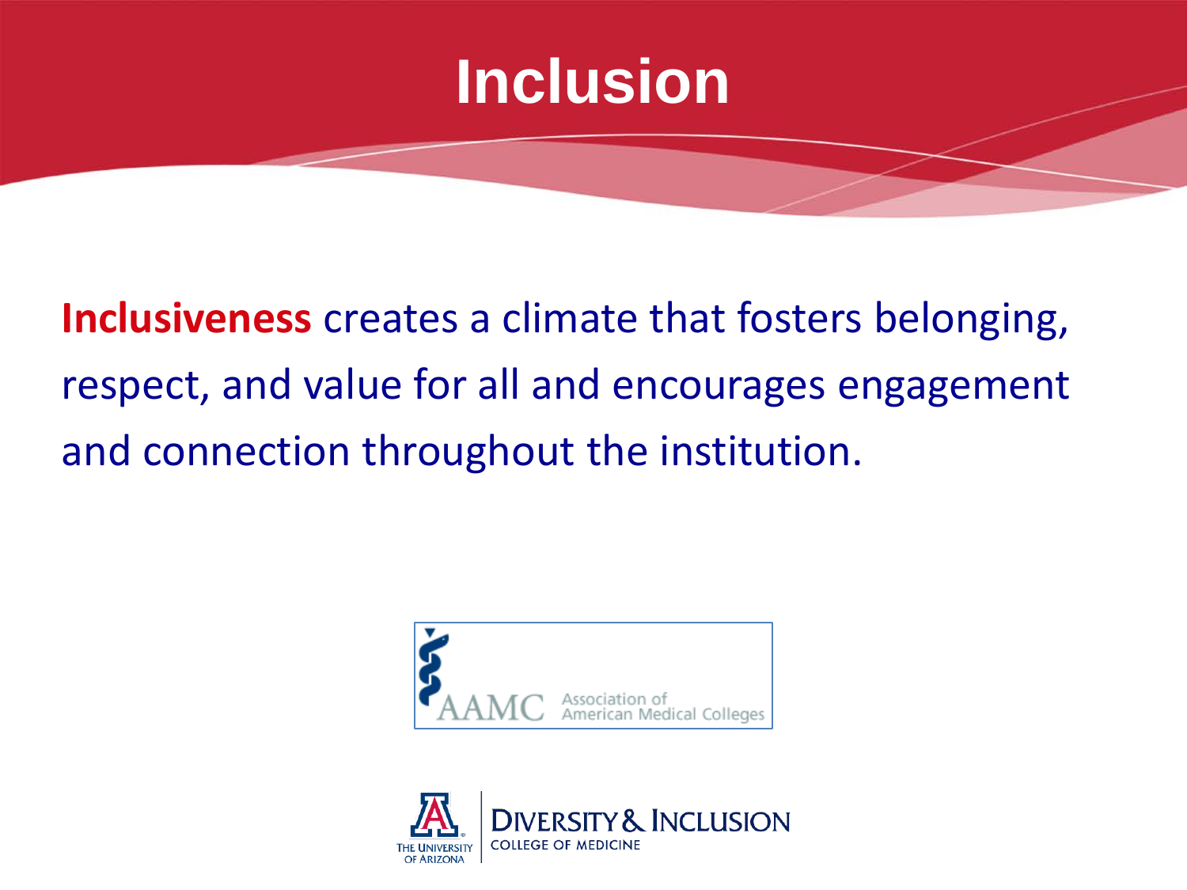# Inclusion

**Inclusiveness** creates a climate that fosters belonging, respect, and value for all and encourages engagement and connection throughout the institution.

AAMC Association of American Medical Colleges

The University of Arizona | Diversity & Inclusion College of Medicine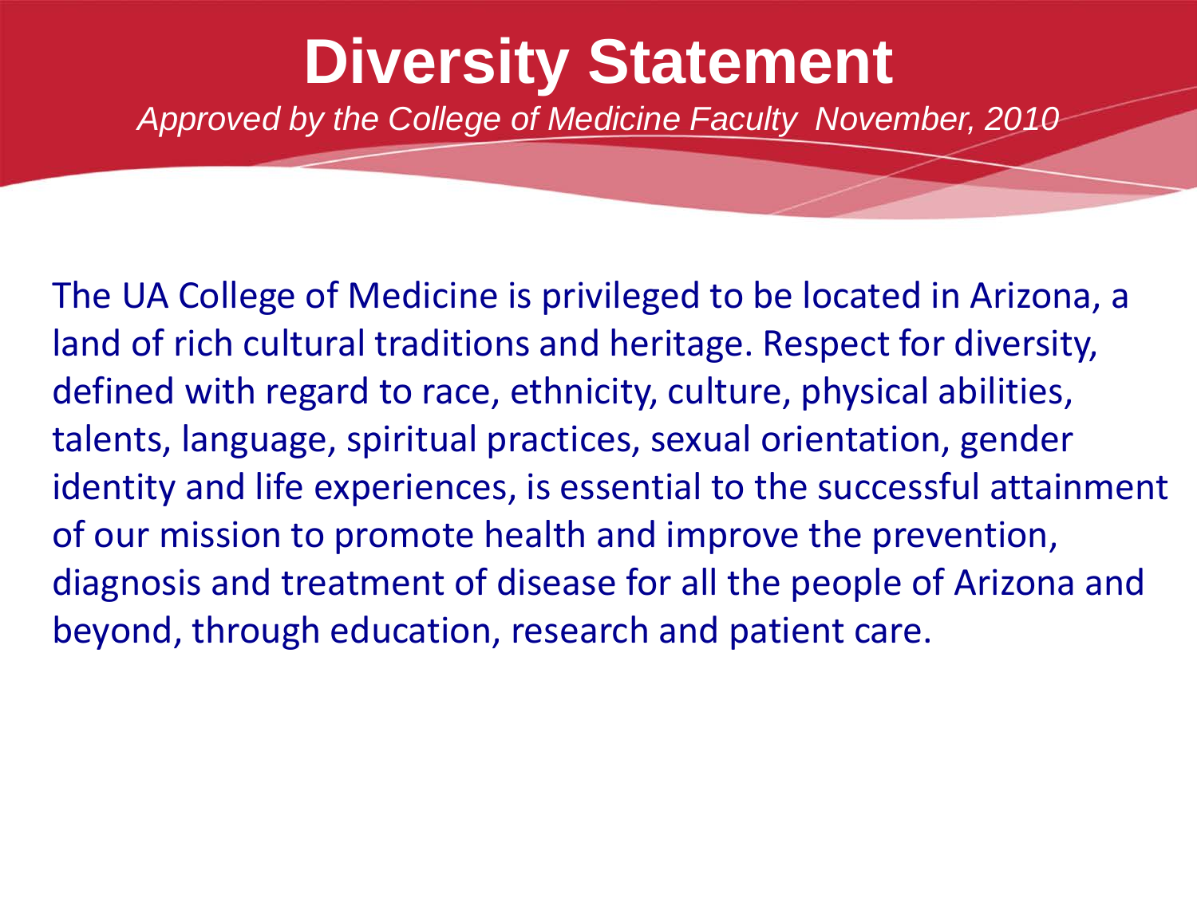# Diversity Statement

*Approved by the College of Medicine Faculty November, 2010*

The UA College of Medicine is privileged to be located in Arizona, a land of rich cultural traditions and heritage. Respect for diversity, defined with regard to race, ethnicity, culture, physical abilities, talents, language, spiritual practices, sexual orientation, gender identity and life experiences, is essential to the successful attainment of our mission to promote health and improve the prevention, diagnosis and treatment of disease for all the people of Arizona and beyond, through education, research and patient care.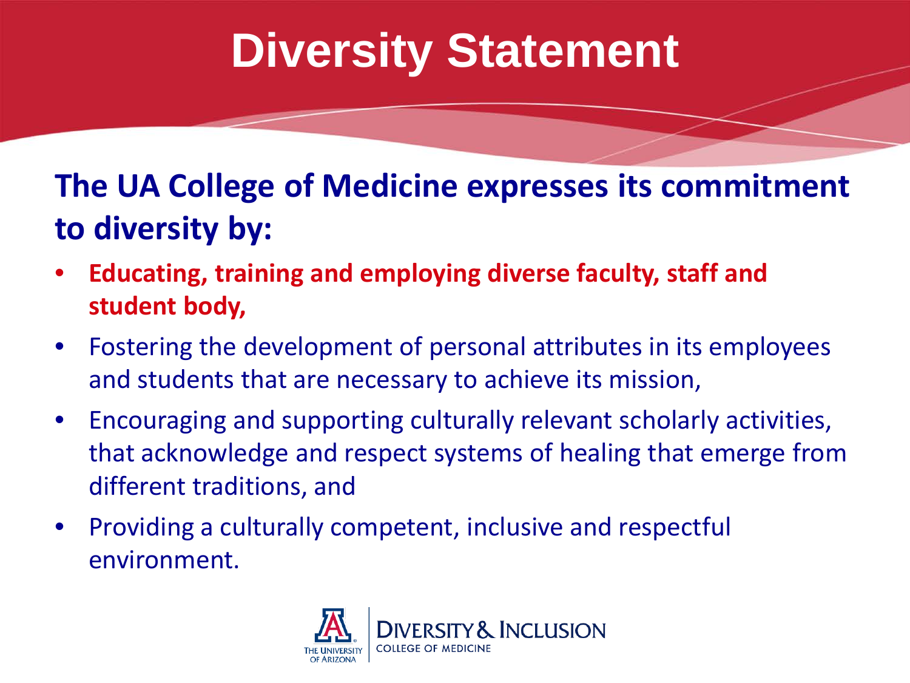# Diversity Statement

**The UA College of Medicine expresses its commitment to diversity by:**

- **Educating, training and employing diverse faculty, staff and student body,**
- Fostering the development of personal attributes in its employees and students that are necessary to achieve its mission,
- Encouraging and supporting culturally relevant scholarly activities, that acknowledge and respect systems of healing that emerge from different traditions, and
- Providing a culturally competent, inclusive and respectful environment.

The University of Arizona | Diversity & Inclusion, College of Medicine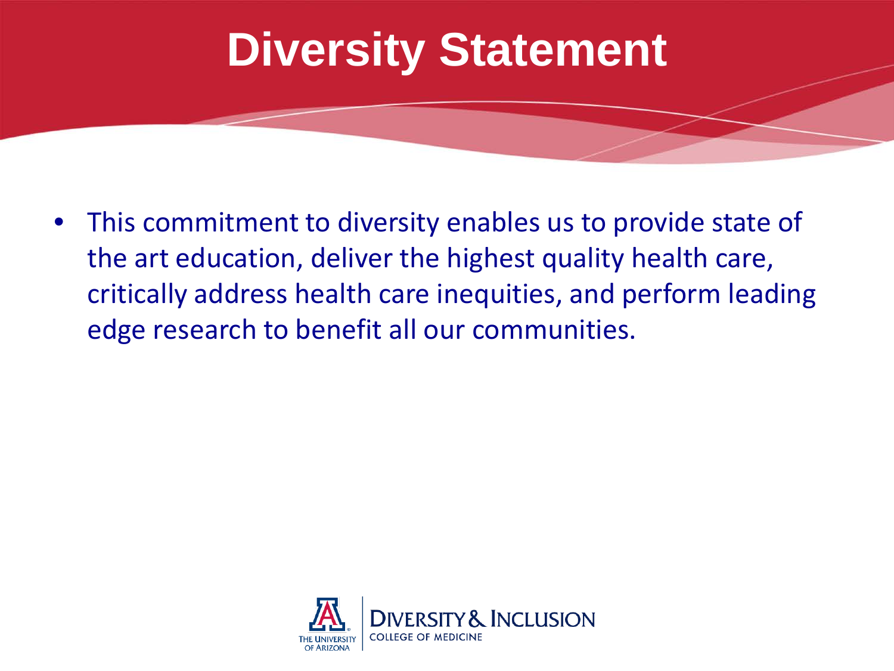# Diversity Statement

- This commitment to diversity enables us to provide state of the art education, deliver the highest quality health care, critically address health care inequities, and perform leading edge research to benefit all our communities.

THE UNIVERSITY OF ARIZONA | DIVERSITY & INCLUSION COLLEGE OF MEDICINE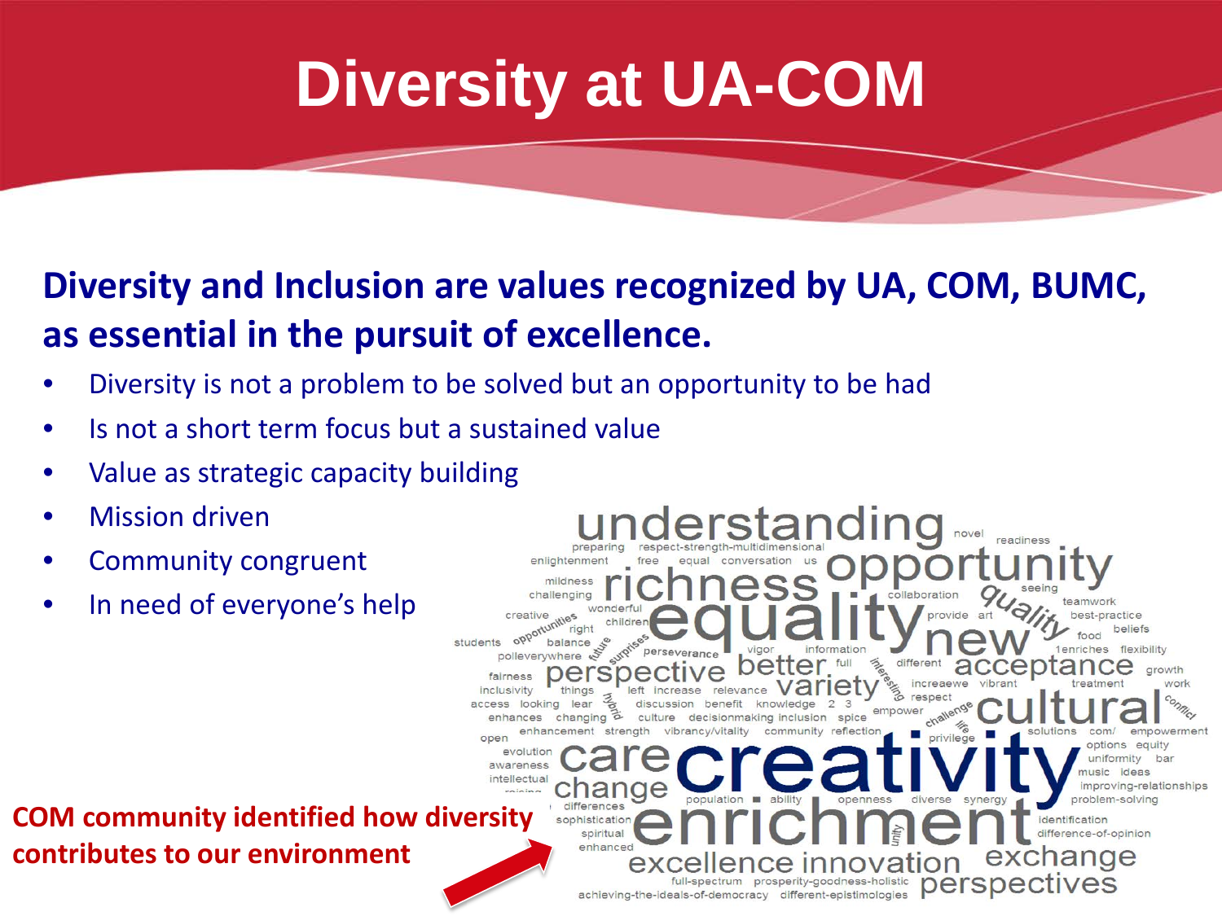# Diversity at UA-COM

**Diversity and Inclusion are values recognized by UA, COM, BUMC, as essential in the pursuit of excellence.**

- Diversity is not a problem to be solved but an opportunity to be had
- Is not a short term focus but a sustained value
- Value as strategic capacity building
- Mission driven
- Community congruent
- In need of everyone's help

understanding novel readiness preparing respect-strength-multidimensional enlightenment free equal conversation us opportunity mildness challenging richness collaboration seeing quality teamwork creative wonderful equality provide art best-practice opportunities right children new food beliefs students balance surprises 1enriches flexibility polleverywhere future perseverance vigor information interesting different acceptance growth fairness perspective better full treatment work inclusivity things left increase relevance variety increaewe vibrant access looking lear hybrid respect conflict discussion benefit knowledge 2 3 cultural enhances changing culture decisionmaking inclusion spice empower challenge life enhancement strength vibrancy/vitality community reflection privilege solutions com/ empowerment open options equity evolution care creativity uniformity bar awareness music ideas intellectual change improving-relationships population ability openness diverse synergy problem-solving sophistication identification spiritual enrichment unity difference-of-opinion enhanced excellence innovation exchange full-spectrum prosperity-goodness-holistic perspectives achieving-the-ideals-of-democracy different-epistimologies

**COM community identified how diversity contributes to our environment**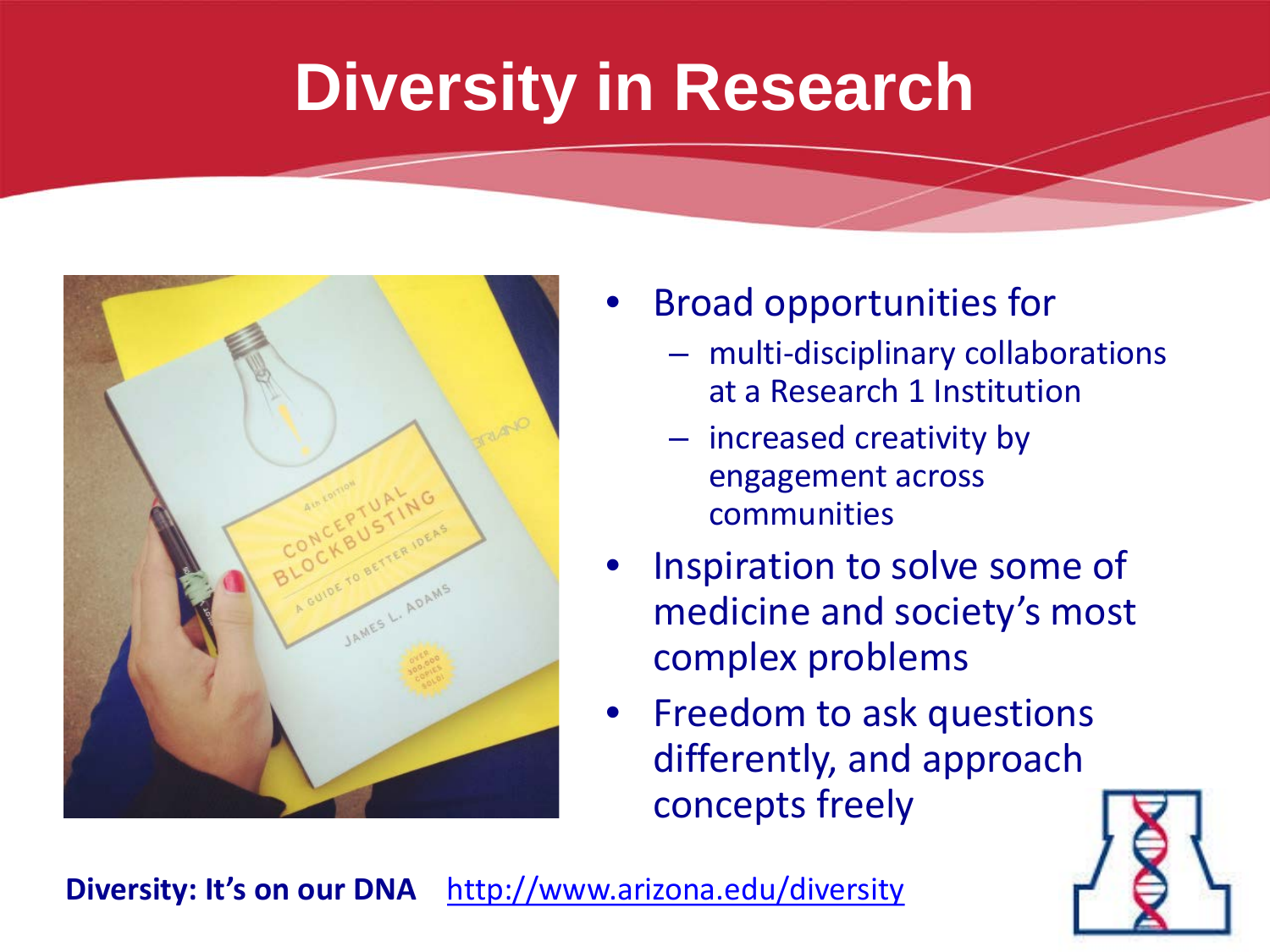# Diversity in Research

- Broad opportunities for
  - multi-disciplinary collaborations at a Research 1 Institution
  - increased creativity by engagement across communities
- Inspiration to solve some of medicine and society's most complex problems
- Freedom to ask questions differently, and approach concepts freely

**Diversity: It's on our DNA** http://www.arizona.edu/diversity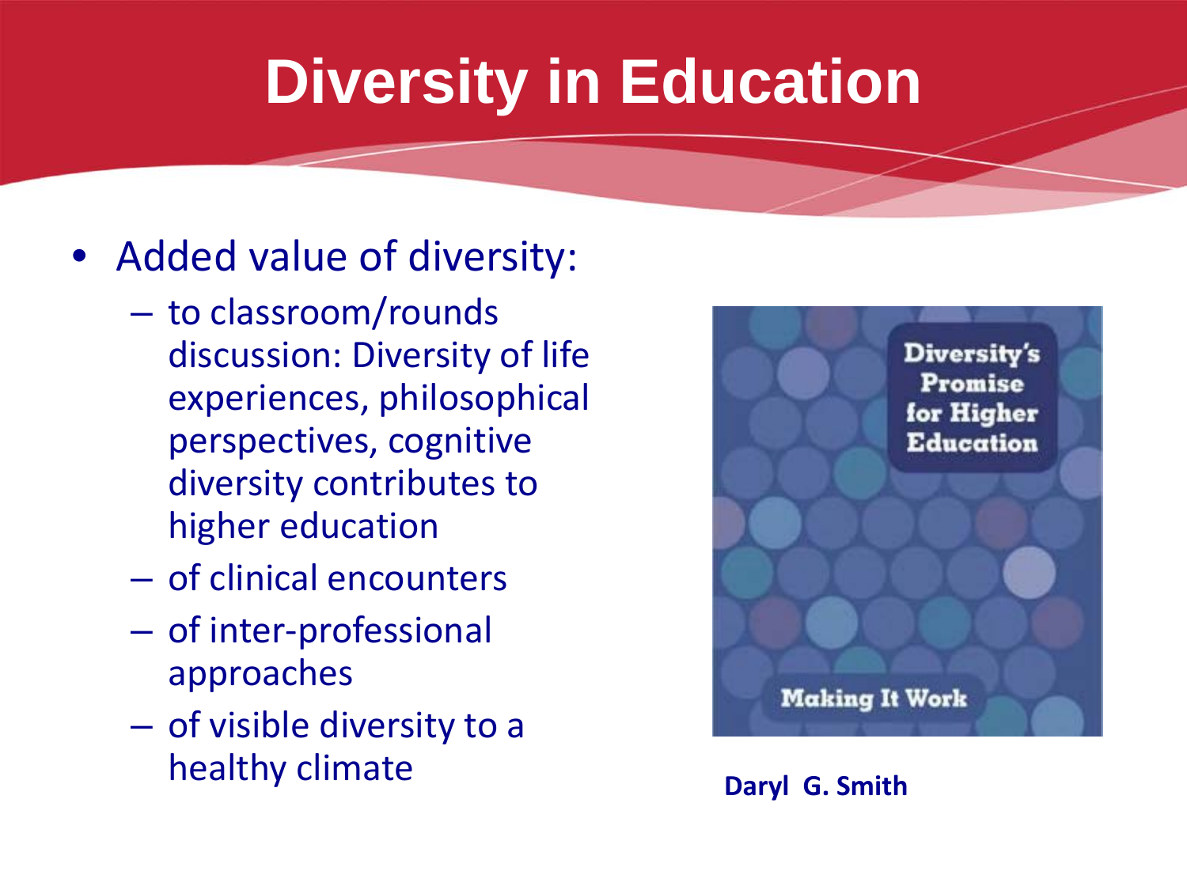# Diversity in Education

- Added value of diversity:
  - to classroom/rounds discussion: Diversity of life experiences, philosophical perspectives, cognitive diversity contributes to higher education
  - of clinical encounters
  - of inter-professional approaches
  - of visible diversity to a healthy climate

Diversity's Promise for Higher Education

Making It Work

**Daryl G. Smith**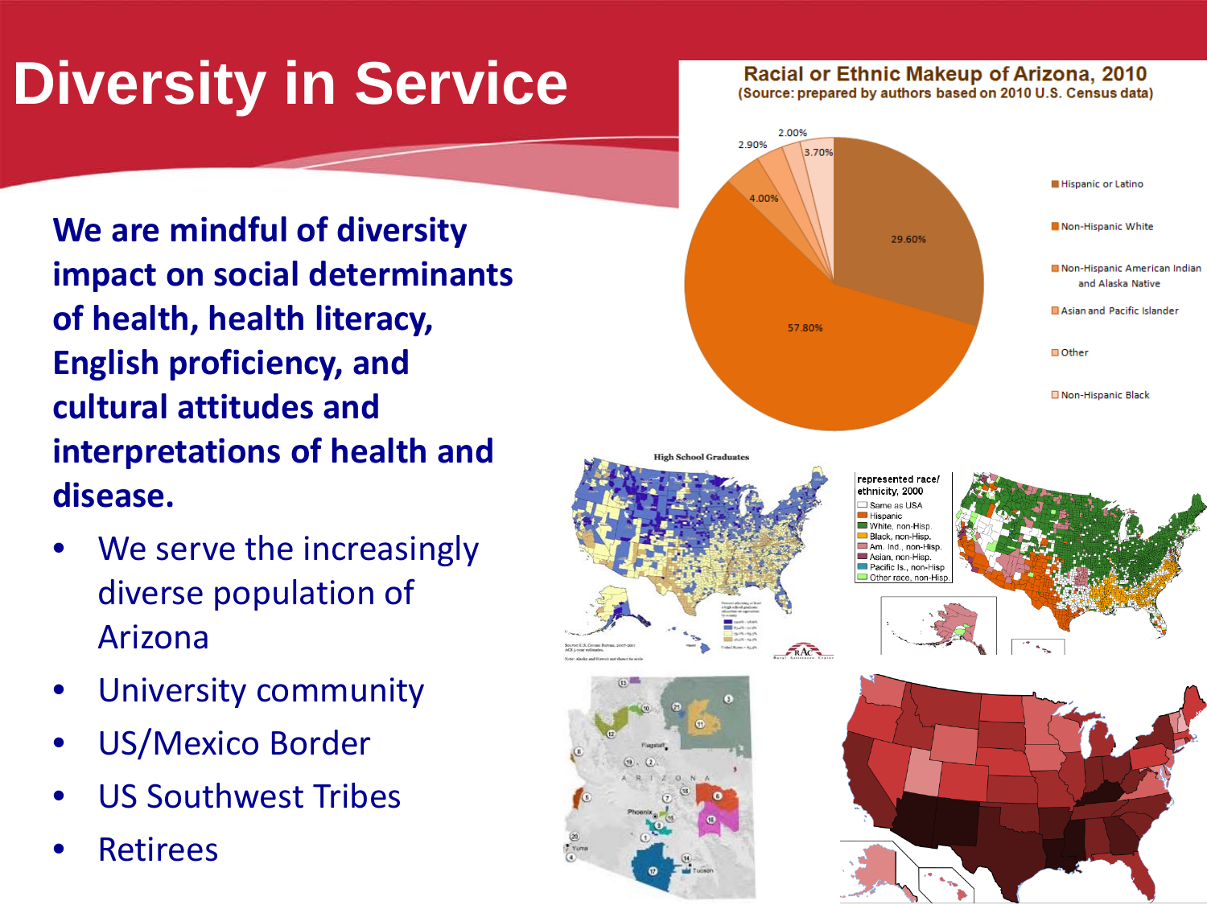# Diversity in Service

**We are mindful of diversity impact on social determinants of health, health literacy, English proficiency, and cultural attitudes and interpretations of health and disease.**

- We serve the increasingly diverse population of Arizona
- University community
- US/Mexico Border
- US Southwest Tribes
- Retirees

Racial or Ethnic Makeup of Arizona, 2010
(Source: prepared by authors based on 2010 U.S. Census data)

29.60%
57.80%
4.00%
2.90%
2.00%
3.70%

Hispanic or Latino
Non-Hispanic White
Non-Hispanic American Indian and Alaska Native
Asian and Pacific Islander
Other
Non-Hispanic Black

High School Graduates

represented race/ ethnicity, 2000
Same as USA
Hispanic
White, non-Hisp.
Black, non-Hisp.
Am. Ind., non-Hisp.
Asian, non-Hisp.
Pacific Is., non-Hisp
Other race, non-Hisp.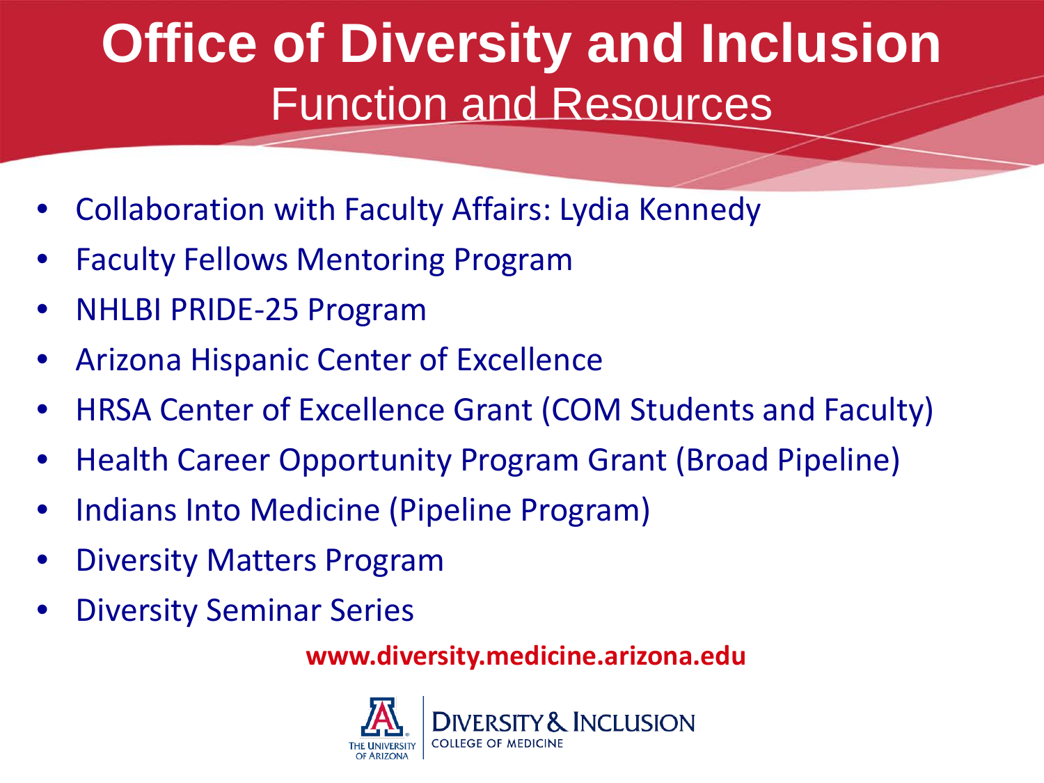# Office of Diversity and Inclusion
## Function and Resources

- Collaboration with Faculty Affairs: Lydia Kennedy
- Faculty Fellows Mentoring Program
- NHLBI PRIDE-25 Program
- Arizona Hispanic Center of Excellence
- HRSA Center of Excellence Grant (COM Students and Faculty)
- Health Career Opportunity Program Grant (Broad Pipeline)
- Indians Into Medicine (Pipeline Program)
- Diversity Matters Program
- Diversity Seminar Series

**www.diversity.medicine.arizona.edu**

THE UNIVERSITY OF ARIZONA | DIVERSITY & INCLUSION COLLEGE OF MEDICINE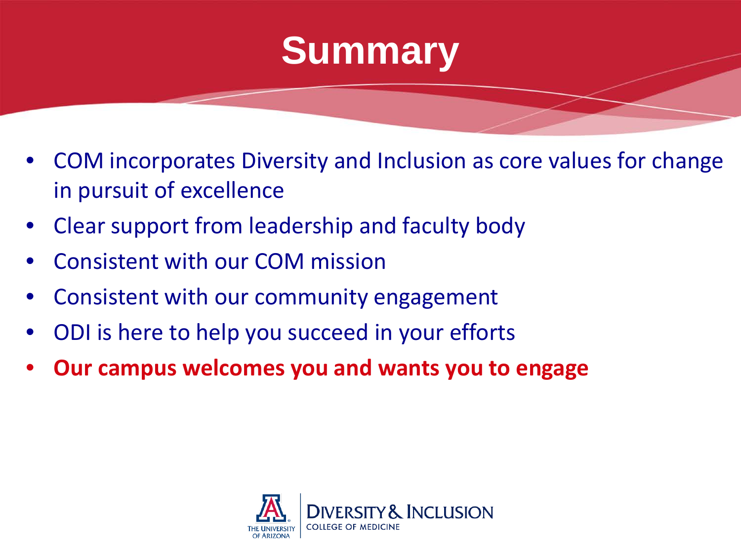# Summary

- COM incorporates Diversity and Inclusion as core values for change in pursuit of excellence
- Clear support from leadership and faculty body
- Consistent with our COM mission
- Consistent with our community engagement
- ODI is here to help you succeed in your efforts
- **Our campus welcomes you and wants you to engage**

The University of Arizona | Diversity & Inclusion College of Medicine